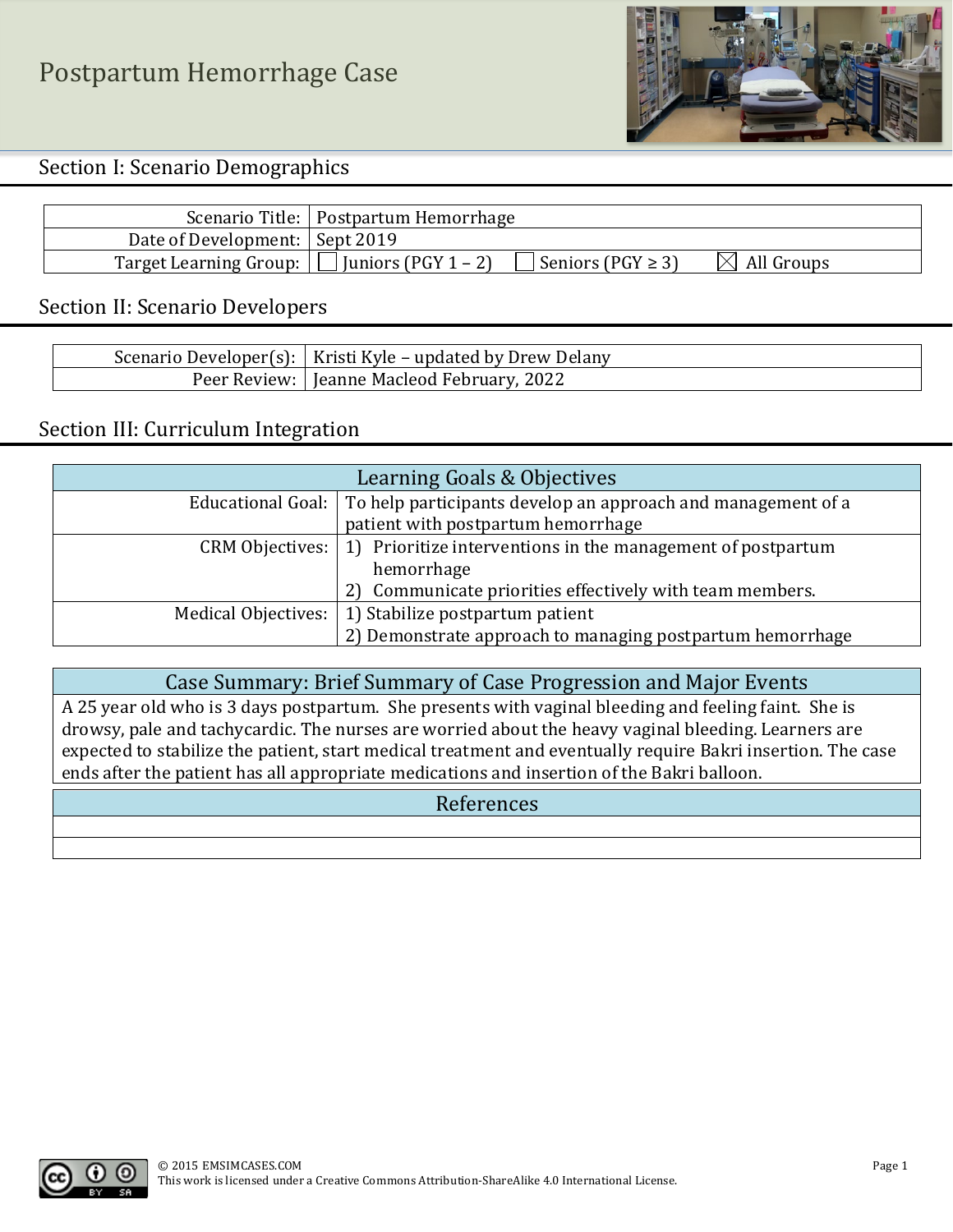# Postpartum Hemorrhage Case

## Section I: Scenario Demographics

| | |
|---|---|
| Scenario Title: | Postpartum Hemorrhage |
| Date of Development: | Sept 2019 |
| Target Learning Group: | ☐ Juniors (PGY 1 – 2) ☐ Seniors (PGY ≥ 3) ☒ All Groups |

## Section II: Scenario Developers

| | |
|---|---|
| Scenario Developer(s): | Kristi Kyle – updated by Drew Delany |
| Peer Review: | Jeanne Macleod February, 2022 |

## Section III: Curriculum Integration

| Learning Goals & Objectives | |
|---|---|
| Educational Goal: | To help participants develop an approach and management of a patient with postpartum hemorrhage |
| CRM Objectives: | 1) Prioritize interventions in the management of postpartum hemorrhage<br>2) Communicate priorities effectively with team members. |
| Medical Objectives: | 1) Stabilize postpartum patient<br>2) Demonstrate approach to managing postpartum hemorrhage |

| Case Summary: Brief Summary of Case Progression and Major Events |
|---|
| A 25 year old who is 3 days postpartum. She presents with vaginal bleeding and feeling faint. She is drowsy, pale and tachycardic. The nurses are worried about the heavy vaginal bleeding. Learners are expected to stabilize the patient, start medical treatment and eventually require Bakri insertion. The case ends after the patient has all appropriate medications and insertion of the Bakri balloon. |

| References |
|---|
| |
| |

© 2015 EMSIMCASES.COM
This work is licensed under a Creative Commons Attribution-ShareAlike 4.0 International License.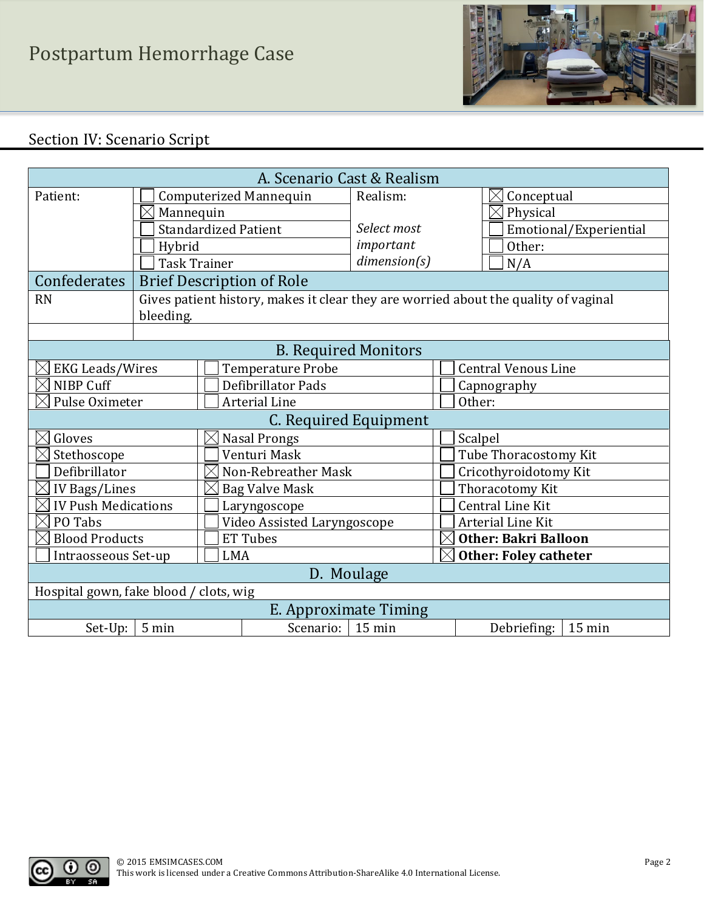## Section IV: Scenario Script

| A. Scenario Cast & Realism | | | |
|---|---|---|---|
| Patient: | ☐ Computerized Mannequin | Realism: | ☒ Conceptual |
| | ☒ Mannequin | | ☒ Physical |
| | ☐ Standardized Patient | *Select most important dimension(s)* | ☐ Emotional/Experiential |
| | ☐ Hybrid | | ☐ Other: |
| | ☐ Task Trainer | | ☐ N/A |

| Confederates | Brief Description of Role |
|---|---|
| RN | Gives patient history, makes it clear they are worried about the quality of vaginal bleeding. |
| | |

| B. Required Monitors | | |
|---|---|---|
| ☒ EKG Leads/Wires | ☐ Temperature Probe | ☐ Central Venous Line |
| ☒ NIBP Cuff | ☐ Defibrillator Pads | ☐ Capnography |
| ☒ Pulse Oximeter | ☐ Arterial Line | ☐ Other: |

| C. Required Equipment | | |
|---|---|---|
| ☒ Gloves | ☒ Nasal Prongs | ☐ Scalpel |
| ☒ Stethoscope | ☐ Venturi Mask | ☐ Tube Thoracostomy Kit |
| ☐ Defibrillator | ☒ Non-Rebreather Mask | ☐ Cricothyroidotomy Kit |
| ☒ IV Bags/Lines | ☒ Bag Valve Mask | ☐ Thoracotomy Kit |
| ☒ IV Push Medications | ☐ Laryngoscope | ☐ Central Line Kit |
| ☒ PO Tabs | ☐ Video Assisted Laryngoscope | ☐ Arterial Line Kit |
| ☒ Blood Products | ☐ ET Tubes | ☒ **Other: Bakri Balloon** |
| ☐ Intraosseous Set-up | ☐ LMA | ☒ **Other: Foley catheter** |

| D. Moulage |
|---|
| Hospital gown, fake blood / clots, wig |

| E. Approximate Timing | | | | | |
|---|---|---|---|---|---|
| Set-Up: | 5 min | Scenario: | 15 min | Debriefing: | 15 min |

© 2015 EMSIMCASES.COM
This work is licensed under a Creative Commons Attribution-ShareAlike 4.0 International License.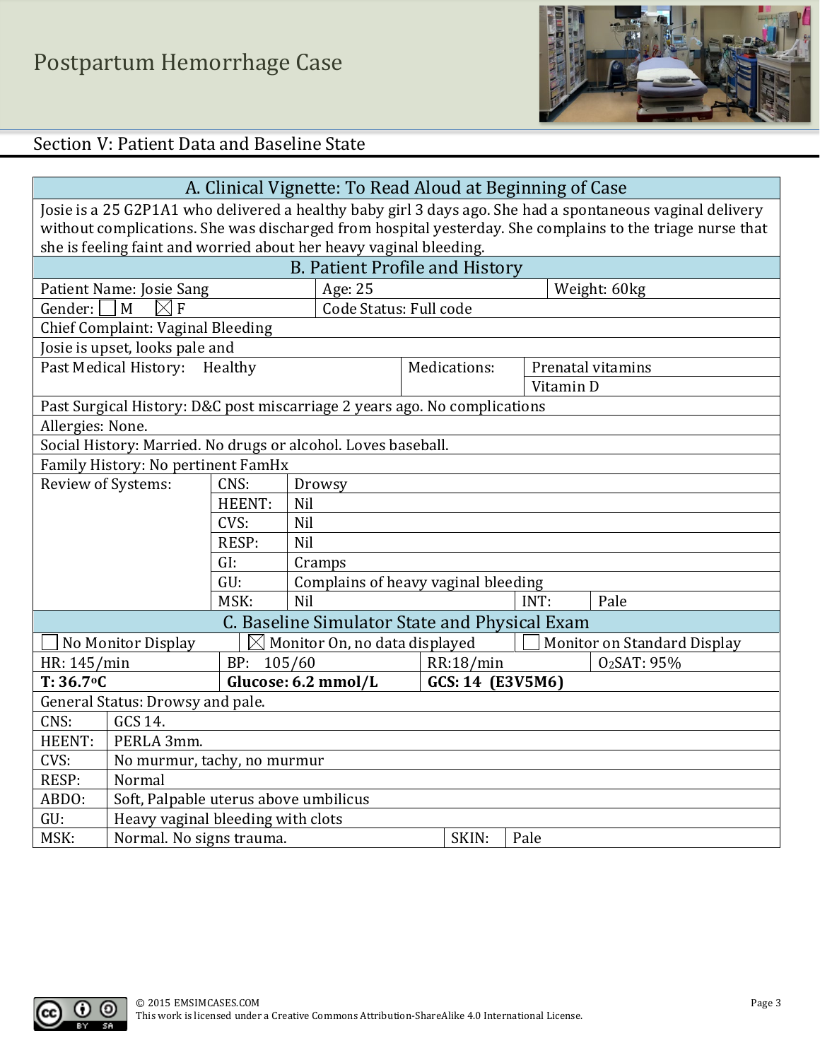# Postpartum Hemorrhage Case

## Section V: Patient Data and Baseline State

### A. Clinical Vignette: To Read Aloud at Beginning of Case

Josie is a 25 G2P1A1 who delivered a healthy baby girl 3 days ago. She had a spontaneous vaginal delivery without complications. She was discharged from hospital yesterday. She complains to the triage nurse that she is feeling faint and worried about her heavy vaginal bleeding.

### B. Patient Profile and History

| | | |
|---|---|---|
| Patient Name: Josie Sang | Age: 25 | Weight: 60kg |
| Gender: ☐ M ☒ F | Code Status: Full code | |
| Chief Complaint: Vaginal Bleeding | | |
| Josie is upset, looks pale and | | |

| Past Medical History: | Medications: |
|---|---|
| Healthy | Prenatal vitamins |
| | Vitamin D |

Past Surgical History: D&C post miscarriage 2 years ago. No complications

Allergies: None.

Social History: Married. No drugs or alcohol. Loves baseball.

Family History: No pertinent FamHx

| Review of Systems: | | |
|---|---|---|
| CNS: | Drowsy | |
| HEENT: | Nil | |
| CVS: | Nil | |
| RESP: | Nil | |
| GI: | Cramps | |
| GU: | Complains of heavy vaginal bleeding | |
| MSK: | Nil | INT: Pale |

### C. Baseline Simulator State and Physical Exam

☐ No Monitor Display ☒ Monitor On, no data displayed ☐ Monitor on Standard Display

| | | | |
|---|---|---|---|
| HR: 145/min | BP: 105/60 | RR:18/min | $O_2$SAT: 95% |
| **T: 36.7°C** | **Glucose: 6.2 mmol/L** | **GCS: 14 (E3V5M6)** | |

General Status: Drowsy and pale.

| | | | |
|---|---|---|---|
| CNS: | GCS 14. | | |
| HEENT: | PERLA 3mm. | | |
| CVS: | No murmur, tachy, no murmur | | |
| RESP: | Normal | | |
| ABDO: | Soft, Palpable uterus above umbilicus | | |
| GU: | Heavy vaginal bleeding with clots | | |
| MSK: | Normal. No signs trauma. | SKIN: | Pale |

© 2015 EMSIMCASES.COM
This work is licensed under a Creative Commons Attribution-ShareAlike 4.0 International License.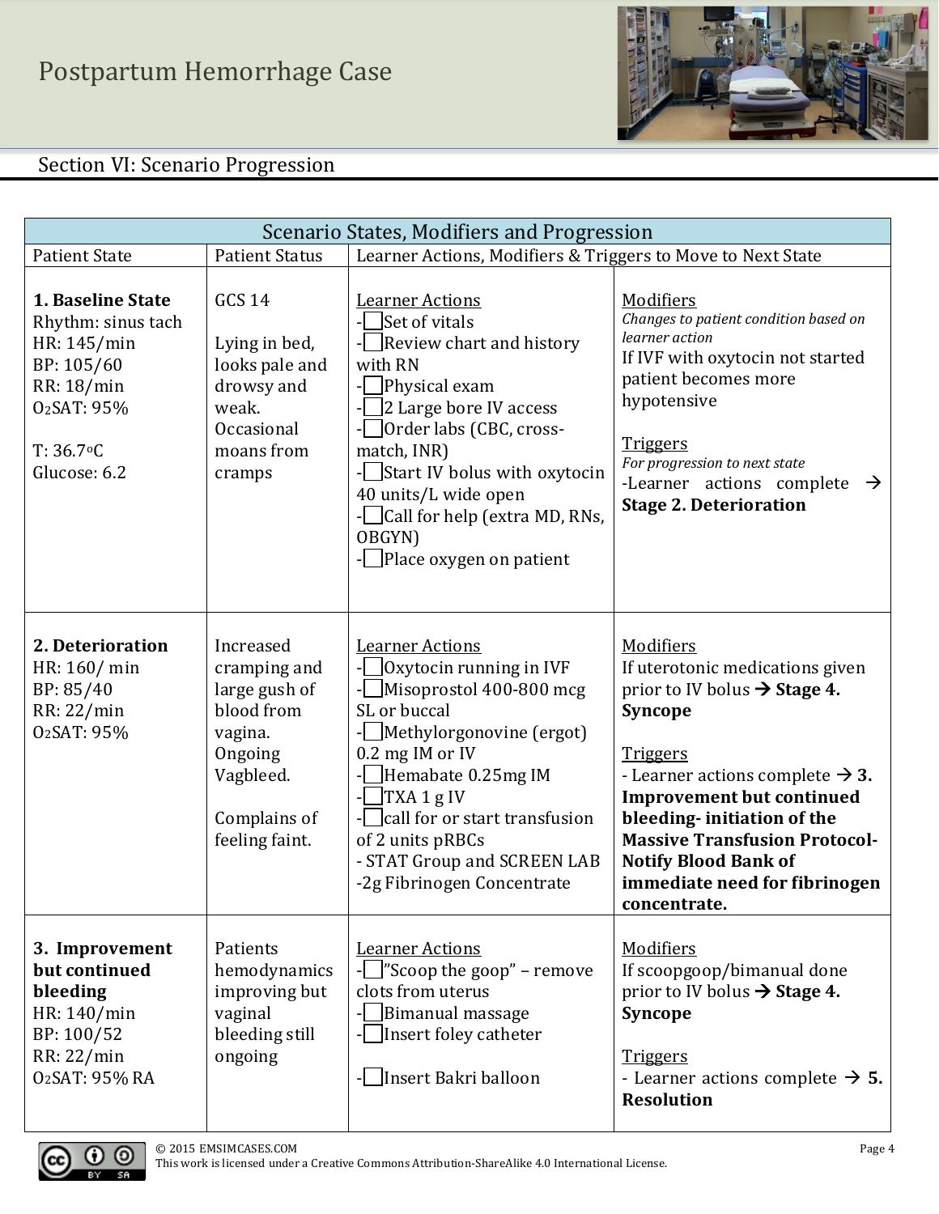## Section VI: Scenario Progression

| Scenario States, Modifiers and Progression | | | |
|---|---|---|---|
| Patient State | Patient Status | Learner Actions, Modifiers & Triggers to Move to Next State | |
| **1. Baseline State**<br>Rhythm: sinus tach<br>HR: 145/min<br>BP: 105/60<br>RR: 18/min<br>$O_2$SAT: 95%<br><br>T: 36.7°C<br>Glucose: 6.2 | GCS 14<br><br>Lying in bed, looks pale and drowsy and weak. Occasional moans from cramps | <u>Learner Actions</u><br>-☐Set of vitals<br>-☐Review chart and history with RN<br>-☐Physical exam<br>-☐2 Large bore IV access<br>-☐Order labs (CBC, cross-match, INR)<br>-☐Start IV bolus with oxytocin 40 units/L wide open<br>-☐Call for help (extra MD, RNs, OBGYN)<br>-☐Place oxygen on patient | <u>Modifiers</u><br>*Changes to patient condition based on learner action*<br>If IVF with oxytocin not started patient becomes more hypotensive<br><br><u>Triggers</u><br>*For progression to next state*<br>-Learner actions complete → **Stage 2. Deterioration** |
| **2. Deterioration**<br>HR: 160/ min<br>BP: 85/40<br>RR: 22/min<br>$O_2$SAT: 95% | Increased cramping and large gush of blood from vagina. Ongoing Vagbleed.<br><br>Complains of feeling faint. | <u>Learner Actions</u><br>-☐Oxytocin running in IVF<br>-☐Misoprostol 400-800 mcg SL or buccal<br>-☐Methylorgonovine (ergot) 0.2 mg IM or IV<br>-☐Hemabate 0.25mg IM<br>-☐TXA 1 g IV<br>-☐call for or start transfusion of 2 units pRBCs<br>- STAT Group and SCREEN LAB<br>-2g Fibrinogen Concentrate | <u>Modifiers</u><br>If uterotonic medications given prior to IV bolus → **Stage 4. Syncope**<br><br><u>Triggers</u><br>- Learner actions complete → **3. Improvement but continued bleeding- initiation of the Massive Transfusion Protocol- Notify Blood Bank of immediate need for fibrinogen concentrate.** |
| **3. Improvement but continued bleeding**<br>HR: 140/min<br>BP: 100/52<br>RR: 22/min<br>$O_2$SAT: 95% RA | Patients hemodynamics improving but vaginal bleeding still ongoing | <u>Learner Actions</u><br>-☐"Scoop the goop" – remove clots from uterus<br>-☐Bimanual massage<br>-☐Insert foley catheter<br><br>-☐Insert Bakri balloon | <u>Modifiers</u><br>If scoopgoop/bimanual done prior to IV bolus → **Stage 4. Syncope**<br><br><u>Triggers</u><br>- Learner actions complete → **5. Resolution** |

© 2015 EMSIMCASES.COM
This work is licensed under a Creative Commons Attribution-ShareAlike 4.0 International License.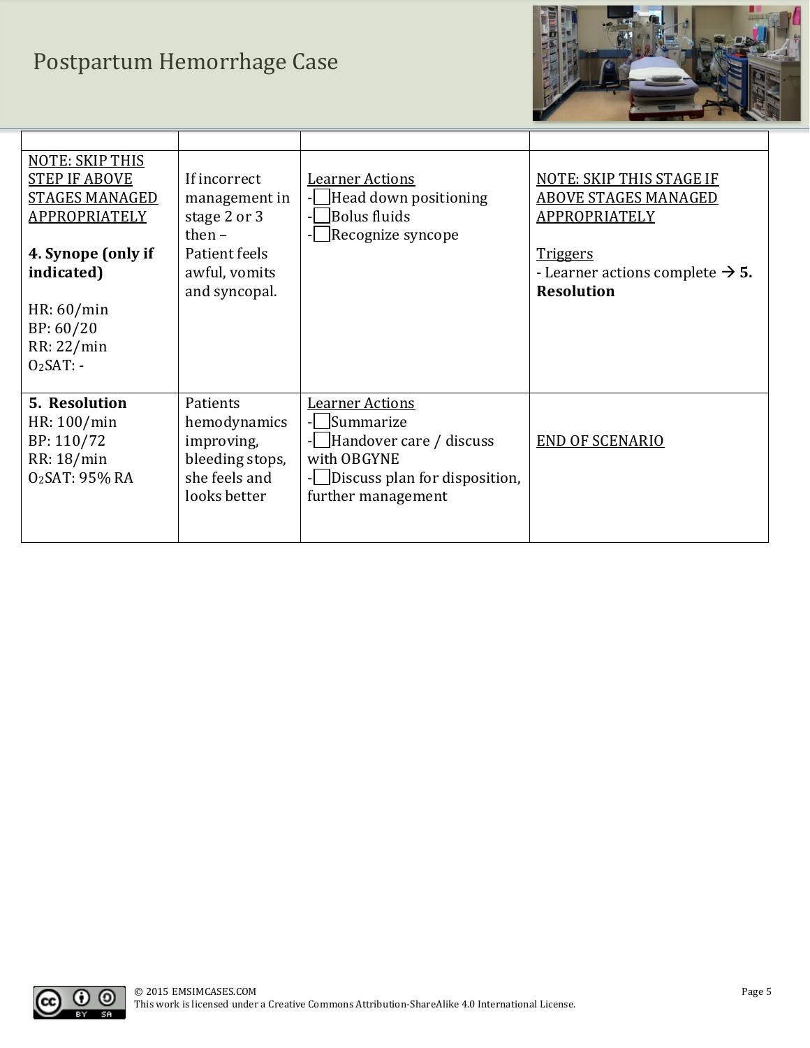| | | | |
|---|---|---|---|
| NOTE: SKIP THIS STEP IF ABOVE STAGES MANAGED APPROPRIATELY<br><br>**4. Synope (only if indicated)**<br><br>HR: 60/min<br>BP: 60/20<br>RR: 22/min<br>$O_2$SAT: - | If incorrect management in stage 2 or 3 then – Patient feels awful, vomits and syncopal. | Learner Actions<br>- ☐ Head down positioning<br>- ☐ Bolus fluids<br>- ☐ Recognize syncope | NOTE: SKIP THIS STAGE IF ABOVE STAGES MANAGED APPROPRIATELY<br><br>Triggers<br>- Learner actions complete → **5. Resolution** |
| **5. Resolution**<br>HR: 100/min<br>BP: 110/72<br>RR: 18/min<br>$O_2$SAT: 95% RA | Patients hemodynamics improving, bleeding stops, she feels and looks better | Learner Actions<br>- ☐ Summarize<br>- ☐ Handover care / discuss with OBGYNE<br>- ☐ Discuss plan for disposition, further management | END OF SCENARIO |

© 2015 EMSIMCASES.COM
This work is licensed under a Creative Commons Attribution-ShareAlike 4.0 International License.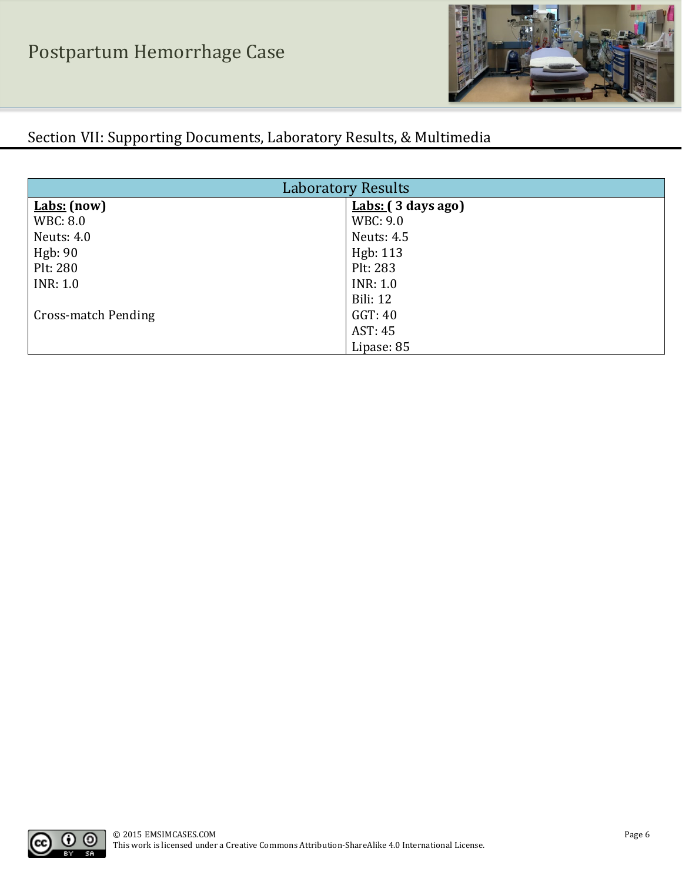## Section VII: Supporting Documents, Laboratory Results, & Multimedia

| Laboratory Results | |
|---|---|
| **Labs: (now)** | **Labs: ( 3 days ago)** |
| WBC: 8.0 | WBC: 9.0 |
| Neuts: 4.0 | Neuts: 4.5 |
| Hgb: 90 | Hgb: 113 |
| Plt: 280 | Plt: 283 |
| INR: 1.0 | INR: 1.0 |
| | Bili: 12 |
| Cross-match Pending | GGT: 40 |
| | AST: 45 |
| | Lipase: 85 |

© 2015 EMSIMCASES.COM
This work is licensed under a Creative Commons Attribution-ShareAlike 4.0 International License.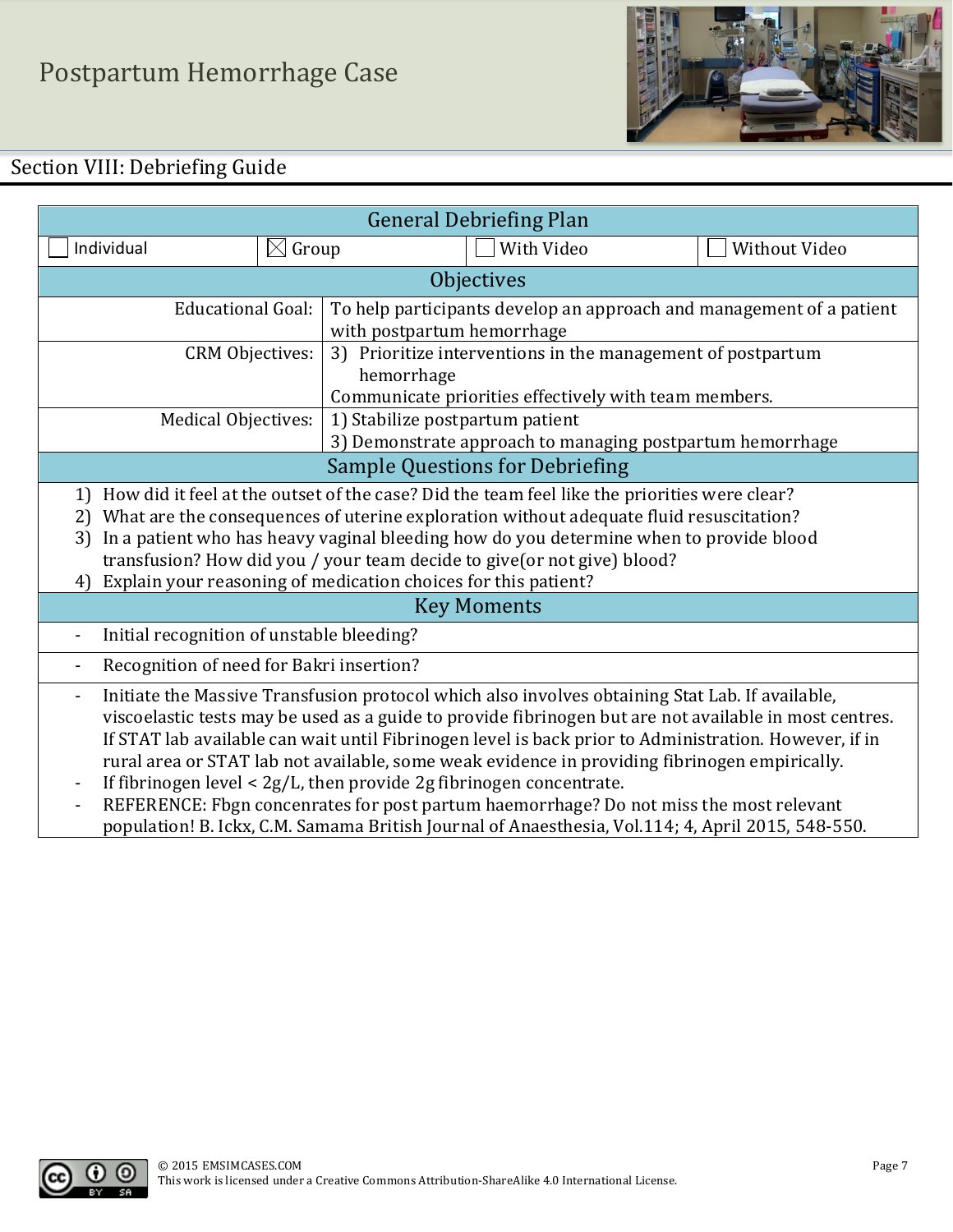# Postpartum Hemorrhage Case

## Section VIII: Debriefing Guide

| General Debriefing Plan | | | |
|---|---|---|---|
| ☐ Individual | ☒ Group | ☐ With Video | ☐ Without Video |

### Objectives

| | |
|---|---|
| Educational Goal: | To help participants develop an approach and management of a patient with postpartum hemorrhage |
| CRM Objectives: | 3) Prioritize interventions in the management of postpartum hemorrhage<br>Communicate priorities effectively with team members. |
| Medical Objectives: | 1) Stabilize postpartum patient<br>3) Demonstrate approach to managing postpartum hemorrhage |

### Sample Questions for Debriefing

1) How did it feel at the outset of the case? Did the team feel like the priorities were clear?
2) What are the consequences of uterine exploration without adequate fluid resuscitation?
3) In a patient who has heavy vaginal bleeding how do you determine when to provide blood transfusion? How did you / your team decide to give(or not give) blood?
4) Explain your reasoning of medication choices for this patient?

### Key Moments

- Initial recognition of unstable bleeding?

- Recognition of need for Bakri insertion?

- Initiate the Massive Transfusion protocol which also involves obtaining Stat Lab. If available, viscoelastic tests may be used as a guide to provide fibrinogen but are not available in most centres. If STAT lab available can wait until Fibrinogen level is back prior to Administration. However, if in rural area or STAT lab not available, some weak evidence in providing fibrinogen empirically.
- If fibrinogen level < 2g/L, then provide 2g fibrinogen concentrate.
- REFERENCE: Fbgn concenrates for post partum haemorrhage? Do not miss the most relevant population! B. Ickx, C.M. Samama British Journal of Anaesthesia, Vol.114; 4, April 2015, 548-550.

© 2015 EMSIMCASES.COM
This work is licensed under a Creative Commons Attribution-ShareAlike 4.0 International License.